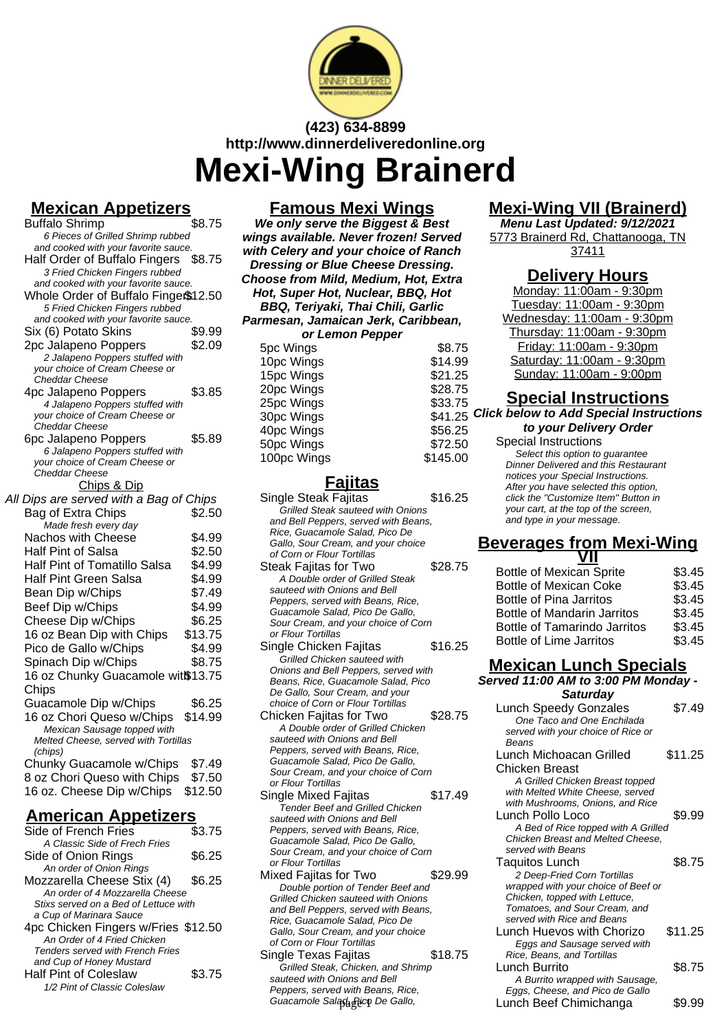(423) 634-8899
http://www.dinnerdeliveredonline.org

# Mexi-Wing Brainerd

## Mexican Appetizers

Buffalo Shrimp $8.75
*6 Pieces of Grilled Shrimp rubbed and cooked with your favorite sauce.*

Half Order of Buffalo Fingers $8.75
*3 Fried Chicken Fingers rubbed and cooked with your favorite sauce.*

Whole Order of Buffalo Fingers $12.50
*5 Fried Chicken Fingers rubbed and cooked with your favorite sauce.*

Six (6) Potato Skins $9.99

2pc Jalapeno Poppers $2.09
*2 Jalapeno Poppers stuffed with your choice of Cream Cheese or Cheddar Cheese*

4pc Jalapeno Poppers $3.85
*4 Jalapeno Poppers stuffed with your choice of Cream Cheese or Cheddar Cheese*

6pc Jalapeno Poppers $5.89
*6 Jalapeno Poppers stuffed with your choice of Cream Cheese or Cheddar Cheese*

### Chips & Dip

All Dips are served with a Bag of Chips

Bag of Extra Chips $2.50
*Made fresh every day*

Nachos with Cheese $4.99

Half Pint of Salsa $2.50

Half Pint of Tomatillo Salsa $4.99

Half Pint Green Salsa $4.99

Bean Dip w/Chips $7.49

Beef Dip w/Chips $4.99

Cheese Dip w/Chips $6.25

16 oz Bean Dip with Chips $13.75

Pico de Gallo w/Chips $4.99

Spinach Dip w/Chips $8.75

16 oz Chunky Guacamole with Chips $13.75

Guacamole Dip w/Chips $6.25

16 oz Chori Queso w/Chips $14.99
*Mexican Sausage topped with Melted Cheese, served with Tortillas (chips)*

Chunky Guacamole w/Chips $7.49

8 oz Chori Queso with Chips $7.50

16 oz. Cheese Dip w/Chips $12.50

## American Appetizers

Side of French Fries $3.75
*A Classic Side of Frech Fries*

Side of Onion Rings $6.25
*An order of Onion Rings*

Mozzarella Cheese Stix (4) $6.25
*An order of 4 Mozzarella Cheese Stixs served on a Bed of Lettuce with a Cup of Marinara Sauce*

4pc Chicken Fingers w/Fries $12.50
*An Order of 4 Fried Chicken Tenders served with French Fries and Cup of Honey Mustard*

Half Pint of Coleslaw $3.75
*1/2 Pint of Classic Coleslaw*

## Famous Mexi Wings

**We only serve the Biggest & Best wings available. Never frozen! Served with Celery and your choice of Ranch Dressing or Blue Cheese Dressing. Choose from Mild, Medium, Hot, Extra Hot, Super Hot, Nuclear, BBQ, Hot BBQ, Teriyaki, Thai Chili, Garlic Parmesan, Jamaican Jerk, Caribbean, or Lemon Pepper**

| Item | Price |
|---|---|
| 5pc Wings | $8.75 |
| 10pc Wings | $14.99 |
| 15pc Wings | $21.25 |
| 20pc Wings | $28.75 |
| 25pc Wings | $33.75 |
| 30pc Wings | $41.25 |
| 40pc Wings | $56.25 |
| 50pc Wings | $72.50 |
| 100pc Wings | $145.00 |

## Fajitas

Single Steak Fajitas $16.25
*Grilled Steak sauteed with Onions and Bell Peppers, served with Beans, Rice, Guacamole Salad, Pico De Gallo, Sour Cream, and your choice of Corn or Flour Tortillas*

Steak Fajitas for Two $28.75
*A Double order of Grilled Steak sauteed with Onions and Bell Peppers, served with Beans, Rice, Guacamole Salad, Pico De Gallo, Sour Cream, and your choice of Corn or Flour Tortillas*

Single Chicken Fajitas $16.25
*Grilled Chicken sauteed with Onions and Bell Peppers, served with Beans, Rice, Guacamole Salad, Pico De Gallo, Sour Cream, and your choice of Corn or Flour Tortillas*

Chicken Fajitas for Two $28.75
*A Double order of Grilled Chicken sauteed with Onions and Bell Peppers, served with Beans, Rice, Guacamole Salad, Pico De Gallo, Sour Cream, and your choice of Corn or Flour Tortillas*

Single Mixed Fajitas $17.49
*Tender Beef and Grilled Chicken sauteed with Onions and Bell Peppers, served with Beans, Rice, Guacamole Salad, Pico De Gallo, Sour Cream, and your choice of Corn or Flour Tortillas*

Mixed Fajitas for Two $29.99
*Double portion of Tender Beef and Grilled Chicken sauteed with Onions and Bell Peppers, served with Beans, Rice, Guacamole Salad, Pico De Gallo, Sour Cream, and your choice of Corn or Flour Tortillas*

Single Texas Fajitas $18.75
*Grilled Steak, Chicken, and Shrimp sauteed with Onions and Bell Peppers, served with Beans, Rice, Guacamole Salad, Pico De Gallo,*

## Mexi-Wing VII (Brainerd)

**Menu Last Updated: 9/12/2021**

5773 Brainerd Rd, Chattanooga, TN 37411

## Delivery Hours

Monday: 11:00am - 9:30pm
Tuesday: 11:00am - 9:30pm
Wednesday: 11:00am - 9:30pm
Thursday: 11:00am - 9:30pm
Friday: 11:00am - 9:30pm
Saturday: 11:00am - 9:30pm
Sunday: 11:00am - 9:00pm

## Special Instructions

**Click below to Add Special Instructions to your Delivery Order**

Special Instructions
*Select this option to guarantee Dinner Delivered and this Restaurant notices your Special Instructions. After you have selected this option, click the "Customize Item" Button in your cart, at the top of the screen, and type in your message.*

## Beverages from Mexi-Wing VII

| Item | Price |
|---|---|
| Bottle of Mexican Sprite | $3.45 |
| Bottle of Mexican Coke | $3.45 |
| Bottle of Pina Jarritos | $3.45 |
| Bottle of Mandarin Jarritos | $3.45 |
| Bottle of Tamarindo Jarritos | $3.45 |
| Bottle of Lime Jarritos | $3.45 |

## Mexican Lunch Specials

**Served 11:00 AM to 3:00 PM Monday - Saturday**

Lunch Speedy Gonzales $7.49
*One Taco and One Enchilada served with your choice of Rice or Beans*

Lunch Michoacan Grilled Chicken Breast $11.25
*A Grilled Chicken Breast topped with Melted White Cheese, served with Mushrooms, Onions, and Rice*

Lunch Pollo Loco $9.99
*A Bed of Rice topped with A Grilled Chicken Breast and Melted Cheese, served with Beans*

Taquitos Lunch $8.75
*2 Deep-Fried Corn Tortillas wrapped with your choice of Beef or Chicken, topped with Lettuce, Tomatoes, and Sour Cream, and served with Rice and Beans*

Lunch Huevos with Chorizo $11.25
*Eggs and Sausage served with Rice, Beans, and Tortillas*

Lunch Burrito $8.75
*A Burrito wrapped with Sausage, Eggs, Cheese, and Pico de Gallo*

Lunch Beef Chimichanga $9.99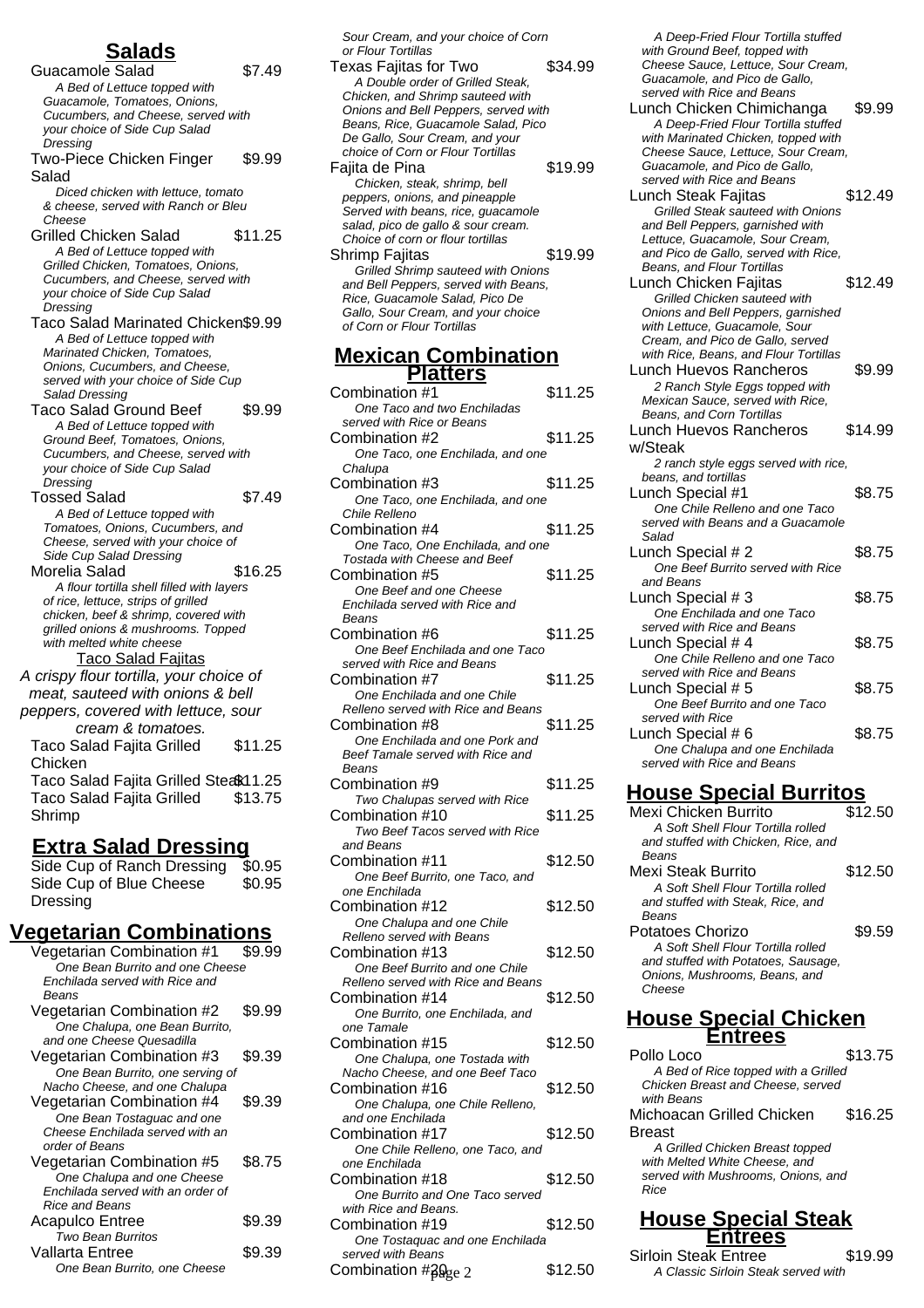## Salads

Guacamole Salad $7.49
*A Bed of Lettuce topped with Guacamole, Tomatoes, Onions, Cucumbers, and Cheese, served with your choice of Side Cup Salad Dressing*

Two-Piece Chicken Finger Salad $9.99
*Diced chicken with lettuce, tomato & cheese, served with Ranch or Bleu Cheese*

Grilled Chicken Salad $11.25
*A Bed of Lettuce topped with Grilled Chicken, Tomatoes, Onions, Cucumbers, and Cheese, served with your choice of Side Cup Salad Dressing*

Taco Salad Marinated Chicken $9.99
*A Bed of Lettuce topped with Marinated Chicken, Tomatoes, Onions, Cucumbers, and Cheese, served with your choice of Side Cup Salad Dressing*

Taco Salad Ground Beef $9.99
*A Bed of Lettuce topped with Ground Beef, Tomatoes, Onions, Cucumbers, and Cheese, served with your choice of Side Cup Salad Dressing*

Tossed Salad $7.49
*A Bed of Lettuce topped with Tomatoes, Onions, Cucumbers, and Cheese, served with your choice of Side Cup Salad Dressing*

Morelia Salad $16.25
*A flour tortilla shell filled with layers of rice, lettuce, strips of grilled chicken, beef & shrimp, covered with grilled onions & mushrooms. Topped with melted white cheese*

Taco Salad Fajitas

*A crispy flour tortilla, your choice of meat, sauteed with onions & bell peppers, covered with lettuce, sour cream & tomatoes.*

Taco Salad Fajita Grilled Chicken $11.25

Taco Salad Fajita Grilled Steak $11.25

Taco Salad Fajita Grilled Shrimp $13.75

## Extra Salad Dressing

Side Cup of Ranch Dressing $0.95

Side Cup of Blue Cheese Dressing $0.95

## Vegetarian Combinations

Vegetarian Combination #1 $9.99
*One Bean Burrito and one Cheese Enchilada served with Rice and Beans*

Vegetarian Combination #2 $9.99
*One Chalupa, one Bean Burrito, and one Cheese Quesadilla*

Vegetarian Combination #3 $9.39
*One Bean Burrito, one serving of Nacho Cheese, and one Chalupa*

Vegetarian Combination #4 $9.39
*One Bean Tostaguac and one Cheese Enchilada served with an order of Beans*

Vegetarian Combination #5 $8.75
*One Chalupa and one Cheese Enchilada served with an order of Rice and Beans*

Acapulco Entree $9.39
*Two Bean Burritos*

Vallarta Entree $9.39
*One Bean Burrito, one Cheese Sour Cream, and your choice of Corn or Flour Tortillas*

Texas Fajitas for Two $34.99
*A Double order of Grilled Steak, Chicken, and Shrimp sauteed with Onions and Bell Peppers, served with Beans, Rice, Guacamole Salad, Pico De Gallo, Sour Cream, and your choice of Corn or Flour Tortillas*

Fajita de Pina $19.99
*Chicken, steak, shrimp, bell peppers, onions, and pineapple Served with beans, rice, guacamole salad, pico de gallo & sour cream. Choice of corn or flour tortillas*

Shrimp Fajitas $19.99
*Grilled Shrimp sauteed with Onions and Bell Peppers, served with Beans, Rice, Guacamole Salad, Pico De Gallo, Sour Cream, and your choice of Corn or Flour Tortillas*

## Mexican Combination Platters

Combination #1 $11.25
*One Taco and two Enchiladas served with Rice or Beans*

Combination #2 $11.25
*One Taco, one Enchilada, and one Chalupa*

Combination #3 $11.25
*One Taco, one Enchilada, and one Chile Relleno*

Combination #4 $11.25
*One Taco, One Enchilada, and one Tostada with Cheese and Beef*

Combination #5 $11.25
*One Beef and one Cheese Enchilada served with Rice and Beans*

Combination #6 $11.25
*One Beef Enchilada and one Taco served with Rice and Beans*

Combination #7 $11.25
*One Enchilada and one Chile Relleno served with Rice and Beans*

Combination #8 $11.25
*One Enchilada and one Pork and Beef Tamale served with Rice and Beans*

Combination #9 $11.25
*Two Chalupas served with Rice*

Combination #10 $11.25
*Two Beef Tacos served with Rice and Beans*

Combination #11 $12.50
*One Beef Burrito, one Taco, and one Enchilada*

Combination #12 $12.50
*One Chalupa and one Chile Relleno served with Beans*

Combination #13 $12.50
*One Beef Burrito and one Chile Relleno served with Rice and Beans*

Combination #14 $12.50
*One Burrito, one Enchilada, and one Tamale*

Combination #15 $12.50
*One Chalupa, one Tostada with Nacho Cheese, and one Beef Taco*

Combination #16 $12.50
*One Chalupa, one Chile Relleno, and one Enchilada*

Combination #17 $12.50
*One Chile Relleno, one Taco, and one Enchilada*

Combination #18 $12.50
*One Burrito and One Taco served with Rice and Beans.*

Combination #19 $12.50
*One Tostaquac and one Enchilada served with Beans*

Combination #20 $12.50
*A Deep-Fried Flour Tortilla stuffed with Ground Beef, topped with Cheese Sauce, Lettuce, Sour Cream, Guacamole, and Pico de Gallo, served with Rice and Beans*

Lunch Chicken Chimichanga $9.99
*A Deep-Fried Flour Tortilla stuffed with Marinated Chicken, topped with Cheese Sauce, Lettuce, Sour Cream, Guacamole, and Pico de Gallo, served with Rice and Beans*

Lunch Steak Fajitas $12.49
*Grilled Steak sauteed with Onions and Bell Peppers, garnished with Lettuce, Guacamole, Sour Cream, and Pico de Gallo, served with Rice, Beans, and Flour Tortillas*

Lunch Chicken Fajitas $12.49
*Grilled Chicken sauteed with Onions and Bell Peppers, garnished with Lettuce, Guacamole, Sour Cream, and Pico de Gallo, served with Rice, Beans, and Flour Tortillas*

Lunch Huevos Rancheros $9.99
*2 Ranch Style Eggs topped with Mexican Sauce, served with Rice, Beans, and Corn Tortillas*

Lunch Huevos Rancheros w/Steak $14.99
*2 ranch style eggs served with rice, beans, and tortillas*

Lunch Special #1 $8.75
*One Chile Relleno and one Taco served with Beans and a Guacamole Salad*

Lunch Special # 2 $8.75
*One Beef Burrito served with Rice and Beans*

Lunch Special # 3 $8.75
*One Enchilada and one Taco served with Rice and Beans*

Lunch Special # 4 $8.75
*One Chile Relleno and one Taco served with Rice and Beans*

Lunch Special # 5 $8.75
*One Beef Burrito and one Taco served with Rice*

Lunch Special # 6 $8.75
*One Chalupa and one Enchilada served with Rice and Beans*

## House Special Burritos

Mexi Chicken Burrito $12.50
*A Soft Shell Flour Tortilla rolled and stuffed with Chicken, Rice, and Beans*

Mexi Steak Burrito $12.50
*A Soft Shell Flour Tortilla rolled and stuffed with Steak, Rice, and Beans*

Potatoes Chorizo $9.59
*A Soft Shell Flour Tortilla rolled and stuffed with Potatoes, Sausage, Onions, Mushrooms, Beans, and Cheese*

## House Special Chicken Entrees

Pollo Loco $13.75
*A Bed of Rice topped with a Grilled Chicken Breast and Cheese, served with Beans*

Michoacan Grilled Chicken Breast $16.25
*A Grilled Chicken Breast topped with Melted White Cheese, and served with Mushrooms, Onions, and Rice*

## House Special Steak Entrees

Sirloin Steak Entree $19.99
*A Classic Sirloin Steak served with*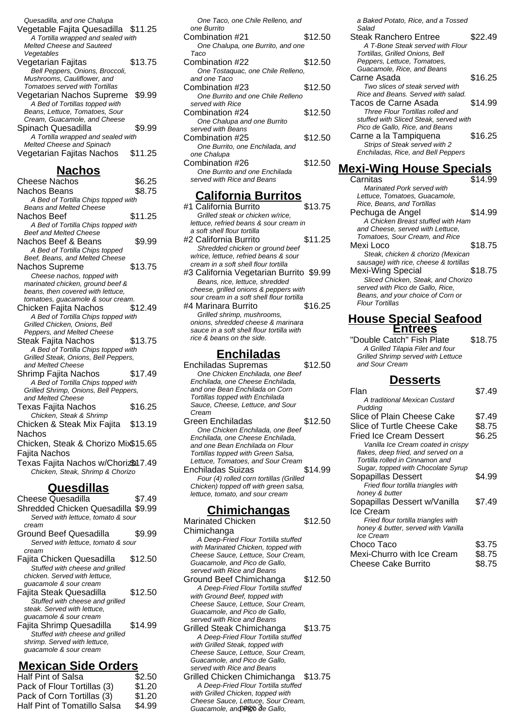*Quesadilla, and one Chalupa*

Vegetable Fajita Quesadilla $11.25

*A Tortilla wrapped and sealed with Melted Cheese and Sauteed Vegetables*

Vegetarian Fajitas $13.75

*Bell Peppers, Onions, Broccoli, Mushrooms, Cauliflower, and Tomatoes served with Tortillas*

Vegetarian Nachos Supreme $9.99

*A Bed of Tortillas topped with Beans, Lettuce, Tomatoes, Sour Cream, Guacamole, and Cheese*

Spinach Quesadilla $9.99

*A Tortilla wrapped and sealed with Melted Cheese and Spinach*

Vegetarian Fajitas Nachos $11.25

## Nachos

Cheese Nachos $6.25

Nachos Beans $8.75

*A Bed of Tortilla Chips topped with Beans and Melted Cheese*

Nachos Beef $11.25

*A Bed of Tortilla Chips topped with Beef and Melted Cheese*

Nachos Beef & Beans $9.99

*A Bed of Tortilla Chips topped Beef, Beans, and Melted Cheese*

Nachos Supreme $13.75

*Cheese nachos, topped with marinated chicken, ground beef & beans, then covered with lettuce, tomatoes, guacamole & sour cream.*

Chicken Fajita Nachos $12.49

*A Bed of Tortilla Chips topped with Grilled Chicken, Onions, Bell Peppers, and Melted Cheese*

Steak Fajita Nachos $13.75

*A Bed of Tortilla Chips topped with Grilled Steak, Onions, Bell Peppers, and Melted Cheese*

Shrimp Fajita Nachos $17.49

*A Bed of Tortilla Chips topped with Grilled Shrimp, Onions, Bell Peppers, and Melted Cheese*

Texas Fajita Nachos $16.25

*Chicken, Steak & Shrimp*

Chicken & Steak Mix Fajita Nachos $13.19

Chicken, Steak & Chorizo Mix Fajita Nachos $15.65

Texas Fajita Nachos w/Chorizo $17.49

*Chicken, Steak, Shrimp & Chorizo*

## Quesdillas

Cheese Quesadilla $7.49

Shredded Chicken Quesadilla $9.99

*Served with lettuce, tomato & sour cream*

Ground Beef Quesadilla $9.99

*Served with lettuce, tomato & sour cream*

Fajita Chicken Quesadilla $12.50

*Stuffed with cheese and grilled chicken. Served with lettuce, guacamole & sour cream*

Fajita Steak Quesadilla $12.50

*Stuffed with cheese and grilled steak. Served with lettuce, guacamole & sour cream*

Fajita Shrimp Quesadilla $14.99

*Stuffed with cheese and grilled shrimp. Served with lettuce, guacamole & sour cream*

## Mexican Side Orders

Half Pint of Salsa $2.50

Pack of Flour Tortillas (3) $1.20

Pack of Corn Tortillas (3) $1.20

Half Pint of Tomatillo Salsa $4.99

*One Taco, one Chile Relleno, and one Burrito*

Combination #21 $12.50

*One Chalupa, one Burrito, and one Taco*

Combination #22 $12.50

*One Tostaquac, one Chile Relleno, and one Taco*

Combination #23 $12.50

*One Burrito and one Chile Relleno served with Rice*

Combination #24 $12.50

*One Chalupa and one Burrito served with Beans*

Combination #25 $12.50

*One Burrito, one Enchilada, and one Chalupa*

Combination #26 $12.50

*One Burrito and one Enchilada served with Rice and Beans*

## California Burritos

#1 California Burrito $13.75

*Grilled steak or chicken w/rice, lettuce, refried beans & sour cream in a soft shell flour tortilla*

#2 California Burrito $11.25

*Shredded chicken or ground beef w/rice, lettuce, refried beans & sour cream in a soft shell flour tortilla*

#3 California Vegetarian Burrito $9.99

*Beans, rice, lettuce, shredded cheese, grilled onions & peppers with sour cream in a soft shell flour tortilla*

#4 Marinara Burrito $16.25

*Grilled shrimp, mushrooms, onions, shredded cheese & marinara sauce in a soft shell flour tortilla with rice & beans on the side.*

## Enchiladas

Enchiladas Supremas $12.50

*One Chicken Enchilada, one Beef Enchilada, one Cheese Enchilada, and one Bean Enchilada on Corn Tortillas topped with Enchilada Sauce, Cheese, Lettuce, and Sour Cream*

Green Enchiladas $12.50

*One Chicken Enchilada, one Beef Enchilada, one Cheese Enchilada, and one Bean Enchilada on Flour Tortillas topped with Green Salsa, Lettuce, Tomatoes, and Sour Cream*

Enchiladas Suizas $14.99

*Four (4) rolled corn tortillas (Grilled Chicken) topped off with green salsa, lettuce, tomato, and sour cream*

## Chimichangas

Marinated Chicken Chimichanga $12.50

*A Deep-Fried Flour Tortilla stuffed with Marinated Chicken, topped with Cheese Sauce, Lettuce, Sour Cream, Guacamole, and Pico de Gallo, served with Rice and Beans*

Ground Beef Chimichanga $12.50

*A Deep-Fried Flour Tortilla stuffed with Ground Beef, topped with Cheese Sauce, Lettuce, Sour Cream, Guacamole, and Pico de Gallo, served with Rice and Beans*

Grilled Steak Chimichanga $13.75

*A Deep-Fried Flour Tortilla stuffed with Grilled Steak, topped with Cheese Sauce, Lettuce, Sour Cream, Guacamole, and Pico de Gallo, served with Rice and Beans*

Grilled Chicken Chimichanga $13.75

*A Deep-Fried Flour Tortilla stuffed with Grilled Chicken, topped with Cheese Sauce, Lettuce, Sour Cream, Guacamole, and Pico de Gallo,*

*a Baked Potato, Rice, and a Tossed Salad*

Steak Ranchero Entree $22.49

*A T-Bone Steak served with Flour Tortillas, Grilled Onions, Bell Peppers, Lettuce, Tomatoes, Guacamole, Rice, and Beans*

Carne Asada $16.25

*Two slices of steak served with Rice and Beans. Served with salad.*

Tacos de Carne Asada $14.99

*Three Flour Tortillas rolled and stuffed with Sliced Steak, served with Pico de Gallo, Rice, and Beans*

Carne a la Tampiquena $16.25

*Strips of Steak served with 2 Enchiladas, Rice, and Bell Peppers*

## Mexi-Wing House Specials

Carnitas $14.99

*Marinated Pork served with Lettuce, Tomatoes, Guacamole, Rice, Beans, and Tortillas*

Pechuga de Angel $14.99

*A Chicken Breast stuffed with Ham and Cheese, served with Lettuce, Tomatoes, Sour Cream, and Rice*

Mexi Loco $18.75

*Steak, chicken & chorizo (Mexican sausage) with rice, cheese & tortillas*

Mexi-Wing Special $18.75

*Sliced Chicken, Steak, and Chorizo served with Pico de Gallo, Rice, Beans, and your choice of Corn or Flour Tortillas*

## House Special Seafood Entrees

"Double Catch" Fish Plate $18.75

*A Grilled Tilapia Filet and four Grilled Shrimp served with Lettuce and Sour Cream*

## Desserts

Flan $7.49

*A traditional Mexican Custard Pudding*

Slice of Plain Cheese Cake $7.49

Slice of Turtle Cheese Cake $8.75

Fried Ice Cream Dessert $6.25

*Vanilla Ice Cream coated in crispy flakes, deep fried, and served on a Tortilla rolled in Cinnamon and Sugar, topped with Chocolate Syrup*

Sopapillas Dessert $4.99

*Fried flour tortilla triangles with honey & butter*

Sopapillas Dessert w/Vanilla Ice Cream $7.49

*Fried flour tortilla triangles with honey & butter, served with Vanilla Ice Cream*

Choco Taco $3.75

Mexi-Churro with Ice Cream $8.75

Cheese Cake Burrito $8.75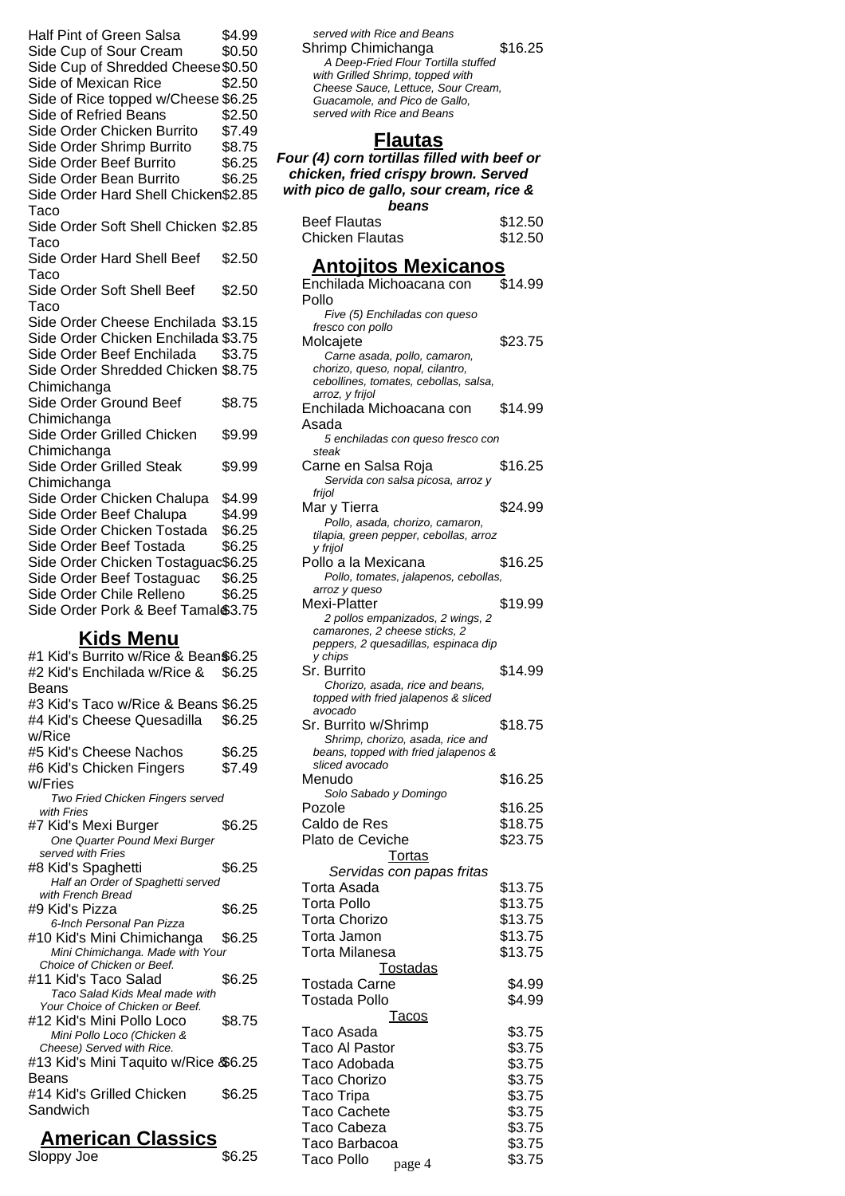| Item | Price |
|---|---|
| Half Pint of Green Salsa | $4.99 |
| Side Cup of Sour Cream | $0.50 |
| Side Cup of Shredded Cheese | $0.50 |
| Side of Mexican Rice | $2.50 |
| Side of Rice topped w/Cheese | $6.25 |
| Side of Refried Beans | $2.50 |
| Side Order Chicken Burrito | $7.49 |
| Side Order Shrimp Burrito | $8.75 |
| Side Order Beef Burrito | $6.25 |
| Side Order Bean Burrito | $6.25 |
| Side Order Hard Shell Chicken Taco | $2.85 |
| Side Order Soft Shell Chicken Taco | $2.85 |
| Side Order Hard Shell Beef Taco | $2.50 |
| Side Order Soft Shell Beef Taco | $2.50 |
| Side Order Cheese Enchilada | $3.15 |
| Side Order Chicken Enchilada | $3.75 |
| Side Order Beef Enchilada | $3.75 |
| Side Order Shredded Chicken Chimichanga | $8.75 |
| Side Order Ground Beef Chimichanga | $8.75 |
| Side Order Grilled Chicken Chimichanga | $9.99 |
| Side Order Grilled Steak Chimichanga | $9.99 |
| Side Order Chicken Chalupa | $4.99 |
| Side Order Beef Chalupa | $4.99 |
| Side Order Chicken Tostada | $6.25 |
| Side Order Beef Tostada | $6.25 |
| Side Order Chicken Tostaguac | $6.25 |
| Side Order Beef Tostaguac | $6.25 |
| Side Order Chile Relleno | $6.25 |
| Side Order Pork & Beef Tamale | $3.75 |

## Kids Menu

| Item | Price |
|---|---|
| #1 Kid's Burrito w/Rice & Beans | $6.25 |
| #2 Kid's Enchilada w/Rice & Beans | $6.25 |
| #3 Kid's Taco w/Rice & Beans | $6.25 |
| #4 Kid's Cheese Quesadilla w/Rice | $6.25 |
| #5 Kid's Cheese Nachos | $6.25 |
| #6 Kid's Chicken Fingers w/Fries<br>*Two Fried Chicken Fingers served with Fries* | $7.49 |
| #7 Kid's Mexi Burger<br>*One Quarter Pound Mexi Burger served with Fries* | $6.25 |
| #8 Kid's Spaghetti<br>*Half an Order of Spaghetti served with French Bread* | $6.25 |
| #9 Kid's Pizza<br>*6-Inch Personal Pan Pizza* | $6.25 |
| #10 Kid's Mini Chimichanga<br>*Mini Chimichanga. Made with Your Choice of Chicken or Beef.* | $6.25 |
| #11 Kid's Taco Salad<br>*Taco Salad Kids Meal made with Your Choice of Chicken or Beef.* | $6.25 |
| #12 Kid's Mini Pollo Loco<br>*Mini Pollo Loco (Chicken & Cheese) Served with Rice.* | $8.75 |
| #13 Kid's Mini Taquito w/Rice & Beans | $6.25 |
| #14 Kid's Grilled Chicken Sandwich | $6.25 |

## American Classics

| Item | Price |
|---|---|
| Sloppy Joe | $6.25 |

*served with Rice and Beans*

| Item | Price |
|---|---|
| Shrimp Chimichanga<br>*A Deep-Fried Flour Tortilla stuffed with Grilled Shrimp, topped with Cheese Sauce, Lettuce, Sour Cream, Guacamole, and Pico de Gallo, served with Rice and Beans* | $16.25 |

## Flautas

***Four (4) corn tortillas filled with beef or chicken, fried crispy brown. Served with pico de gallo, sour cream, rice & beans***

| Item | Price |
|---|---|
| Beef Flautas | $12.50 |
| Chicken Flautas | $12.50 |

## Antojitos Mexicanos

| Item | Price |
|---|---|
| Enchilada Michoacana con Pollo<br>*Five (5) Enchiladas con queso fresco con pollo* | $14.99 |
| Molcajete<br>*Carne asada, pollo, camaron, chorizo, queso, nopal, cilantro, cebollines, tomates, cebollas, salsa, arroz, y frijol* | $23.75 |
| Enchilada Michoacana con Asada<br>*5 enchiladas con queso fresco con steak* | $14.99 |
| Carne en Salsa Roja<br>*Servida con salsa picosa, arroz y frijol* | $16.25 |
| Mar y Tierra<br>*Pollo, asada, chorizo, camaron, tilapia, green pepper, cebollas, arroz y frijol* | $24.99 |
| Pollo a la Mexicana<br>*Pollo, tomates, jalapenos, cebollas, arroz y queso* | $16.25 |
| Mexi-Platter<br>*2 pollos empanizados, 2 wings, 2 camarones, 2 cheese sticks, 2 peppers, 2 quesadillas, espinaca dip y chips* | $19.99 |
| Sr. Burrito<br>*Chorizo, asada, rice and beans, topped with fried jalapenos & sliced avocado* | $14.99 |
| Sr. Burrito w/Shrimp<br>*Shrimp, chorizo, asada, rice and beans, topped with fried jalapenos & sliced avocado* | $18.75 |
| Menudo<br>*Solo Sabado y Domingo* | $16.25 |
| Pozole | $16.25 |
| Caldo de Res | $18.75 |
| Plato de Ceviche | $23.75 |

### Tortas

*Servidas con papas fritas*

| Item | Price |
|---|---|
| Torta Asada | $13.75 |
| Torta Pollo | $13.75 |
| Torta Chorizo | $13.75 |
| Torta Jamon | $13.75 |
| Torta Milanesa | $13.75 |

### Tostadas

| Item | Price |
|---|---|
| Tostada Carne | $4.99 |
| Tostada Pollo | $4.99 |

### Tacos

| Item | Price |
|---|---|
| Taco Asada | $3.75 |
| Taco Al Pastor | $3.75 |
| Taco Adobada | $3.75 |
| Taco Chorizo | $3.75 |
| Taco Tripa | $3.75 |
| Taco Cachete | $3.75 |
| Taco Cabeza | $3.75 |
| Taco Barbacoa | $3.75 |
| Taco Pollo | $3.75 |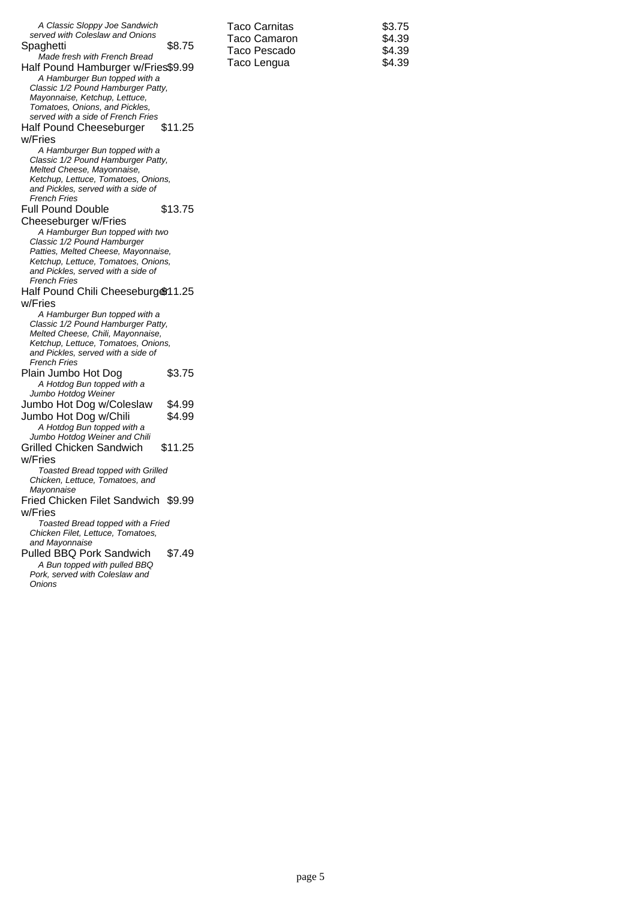*A Classic Sloppy Joe Sandwich served with Coleslaw and Onions*

Spaghetti $8.75

*Made fresh with French Bread*

Half Pound Hamburger w/Fries $9.99

*A Hamburger Bun topped with a Classic 1/2 Pound Hamburger Patty, Mayonnaise, Ketchup, Lettuce, Tomatoes, Onions, and Pickles, served with a side of French Fries*

Half Pound Cheeseburger w/Fries $11.25

*A Hamburger Bun topped with a Classic 1/2 Pound Hamburger Patty, Melted Cheese, Mayonnaise, Ketchup, Lettuce, Tomatoes, Onions, and Pickles, served with a side of French Fries*

Full Pound Double Cheeseburger w/Fries $13.75

*A Hamburger Bun topped with two Classic 1/2 Pound Hamburger Patties, Melted Cheese, Mayonnaise, Ketchup, Lettuce, Tomatoes, Onions, and Pickles, served with a side of French Fries*

Half Pound Chili Cheeseburger w/Fries $11.25

*A Hamburger Bun topped with a Classic 1/2 Pound Hamburger Patty, Melted Cheese, Chili, Mayonnaise, Ketchup, Lettuce, Tomatoes, Onions, and Pickles, served with a side of French Fries*

Plain Jumbo Hot Dog $3.75

*A Hotdog Bun topped with a Jumbo Hotdog Weiner*

Jumbo Hot Dog w/Coleslaw $4.99

Jumbo Hot Dog w/Chili $4.99

*A Hotdog Bun topped with a Jumbo Hotdog Weiner and Chili*

Grilled Chicken Sandwich w/Fries $11.25

*Toasted Bread topped with Grilled Chicken, Lettuce, Tomatoes, and Mayonnaise*

Fried Chicken Filet Sandwich w/Fries $9.99

*Toasted Bread topped with a Fried Chicken Filet, Lettuce, Tomatoes, and Mayonnaise*

Pulled BBQ Pork Sandwich $7.49

*A Bun topped with pulled BBQ Pork, served with Coleslaw and Onions*

| | |
|---|---|
| Taco Carnitas | $3.75 |
| Taco Camaron | $4.39 |
| Taco Pescado | $4.39 |
| Taco Lengua | $4.39 |